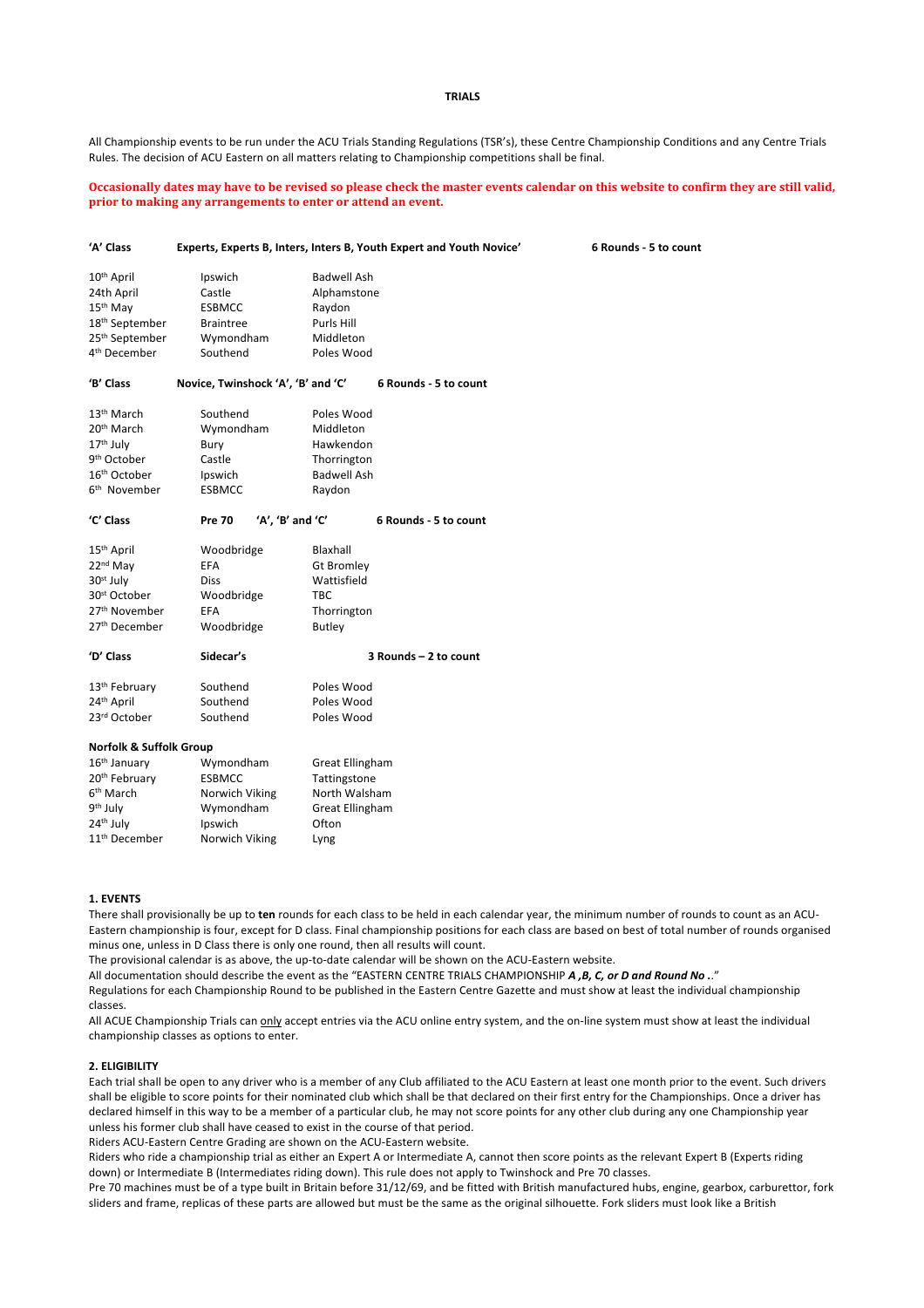# TRIALS

All Championship events to be run under the ACU Trials Standing Regulations (TSR's), these Centre Championship Conditions and any Centre Trials Rules. The decision of ACU Eastern on all matters relating to Championship competitions shall be final.

**Occasionally dates may have to be revised so please check the master events calendar on this website to confirm they are still valid, prior to making any arrangements to enter or attend an event.**

**'A' Class** — **Experts, Experts B, Inters, Inters B, Youth Expert and Youth Novice'** — **6 Rounds - 5 to count**

| | | |
|---|---|---|
| 10th April | Ipswich | Badwell Ash |
| 24th April | Castle | Alphamstone |
| 15th May | ESBMCC | Raydon |
| 18th September | Braintree | Purls Hill |
| 25th September | Wymondham | Middleton |
| 4th December | Southend | Poles Wood |

**'B' Class** — **Novice, Twinshock 'A', 'B' and 'C'** — **6 Rounds - 5 to count**

| | | |
|---|---|---|
| 13th March | Southend | Poles Wood |
| 20th March | Wymondham | Middleton |
| 17th July | Bury | Hawkendon |
| 9th October | Castle | Thorrington |
| 16th October | Ipswich | Badwell Ash |
| 6th November | ESBMCC | Raydon |

**'C' Class** — **Pre 70 'A', 'B' and 'C'** — **6 Rounds - 5 to count**

| | | |
|---|---|---|
| 15th April | Woodbridge | Blaxhall |
| 22nd May | EFA | Gt Bromley |
| 30st July | Diss | Wattisfield |
| 30st October | Woodbridge | TBC |
| 27th November | EFA | Thorrington |
| 27th December | Woodbridge | Butley |

**'D' Class** — **Sidecar's** — **3 Rounds – 2 to count**

| | | |
|---|---|---|
| 13th February | Southend | Poles Wood |
| 24th April | Southend | Poles Wood |
| 23rd October | Southend | Poles Wood |

**Norfolk & Suffolk Group**

| | | |
|---|---|---|
| 16th January | Wymondham | Great Ellingham |
| 20th February | ESBMCC | Tattingstone |
| 6th March | Norwich Viking | North Walsham |
| 9th July | Wymondham | Great Ellingham |
| 24th July | Ipswich | Ofton |
| 11th December | Norwich Viking | Lyng |

### 1. EVENTS

There shall provisionally be up to **ten** rounds for each class to be held in each calendar year, the minimum number of rounds to count as an ACU-Eastern championship is four, except for D class. Final championship positions for each class are based on best of total number of rounds organised minus one, unless in D Class there is only one round, then all results will count.

The provisional calendar is as above, the up-to-date calendar will be shown on the ACU-Eastern website.

All documentation should describe the event as the "EASTERN CENTRE TRIALS CHAMPIONSHIP ***A ,B, C, or D and Round No .***."

Regulations for each Championship Round to be published in the Eastern Centre Gazette and must show at least the individual championship classes.

All ACUE Championship Trials can only accept entries via the ACU online entry system, and the on-line system must show at least the individual championship classes as options to enter.

### 2. ELIGIBILITY

Each trial shall be open to any driver who is a member of any Club affiliated to the ACU Eastern at least one month prior to the event. Such drivers shall be eligible to score points for their nominated club which shall be that declared on their first entry for the Championships. Once a driver has declared himself in this way to be a member of a particular club, he may not score points for any other club during any one Championship year unless his former club shall have ceased to exist in the course of that period.

Riders ACU-Eastern Centre Grading are shown on the ACU-Eastern website.

Riders who ride a championship trial as either an Expert A or Intermediate A, cannot then score points as the relevant Expert B (Experts riding down) or Intermediate B (Intermediates riding down). This rule does not apply to Twinshock and Pre 70 classes.

Pre 70 machines must be of a type built in Britain before 31/12/69, and be fitted with British manufactured hubs, engine, gearbox, carburettor, fork sliders and frame, replicas of these parts are allowed but must be the same as the original silhouette. Fork sliders must look like a British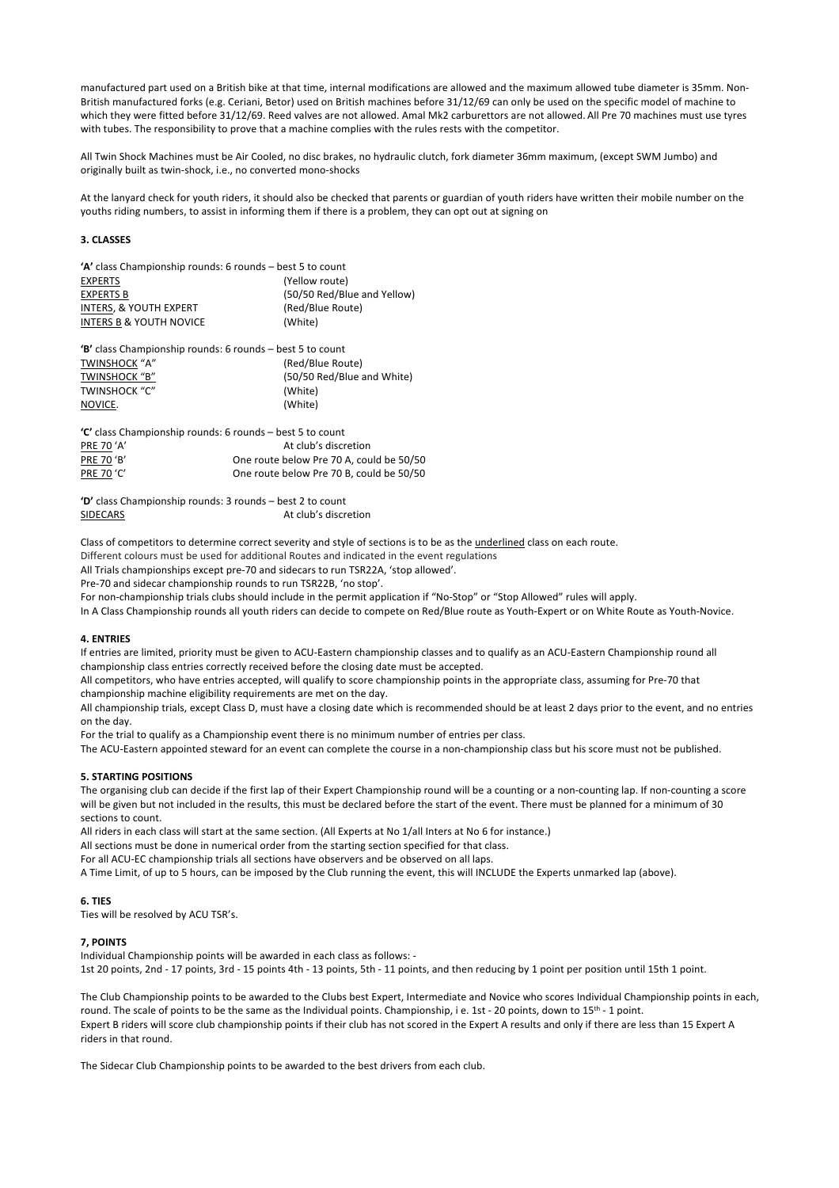manufactured part used on a British bike at that time, internal modifications are allowed and the maximum allowed tube diameter is 35mm. Non-British manufactured forks (e.g. Ceriani, Betor) used on British machines before 31/12/69 can only be used on the specific model of machine to which they were fitted before 31/12/69. Reed valves are not allowed. Amal Mk2 carburettors are not allowed. All Pre 70 machines must use tyres with tubes. The responsibility to prove that a machine complies with the rules rests with the competitor.

All Twin Shock Machines must be Air Cooled, no disc brakes, no hydraulic clutch, fork diameter 36mm maximum, (except SWM Jumbo) and originally built as twin-shock, i.e., no converted mono-shocks

At the lanyard check for youth riders, it should also be checked that parents or guardian of youth riders have written their mobile number on the youths riding numbers, to assist in informing them if there is a problem, they can opt out at signing on

### 3. CLASSES

**'A'** class Championship rounds: 6 rounds – best 5 to count

| | |
|---|---|
| <u>EXPERTS</u> | (Yellow route) |
| <u>EXPERTS B</u> | (50/50 Red/Blue and Yellow) |
| <u>INTERS</u>, & YOUTH EXPERT | (Red/Blue Route) |
| <u>INTERS B</u> & YOUTH NOVICE | (White) |

**'B'** class Championship rounds: 6 rounds – best 5 to count

| | |
|---|---|
| <u>TWINSHOCK</u> "A" | (Red/Blue Route) |
| <u>TWINSHOCK "B"</u> | (50/50 Red/Blue and White) |
| TWINSHOCK "C" | (White) |
| <u>NOVICE</u>. | (White) |

**'C'** class Championship rounds: 6 rounds – best 5 to count

| | |
|---|---|
| <u>PRE 70</u> 'A' | At club's discretion |
| <u>PRE 70</u> 'B' | One route below Pre 70 A, could be 50/50 |
| <u>PRE 70</u> 'C' | One route below Pre 70 B, could be 50/50 |

**'D'** class Championship rounds: 3 rounds – best 2 to count

| | |
|---|---|
| <u>SIDECARS</u> | At club's discretion |

Class of competitors to determine correct severity and style of sections is to be as the <u>underlined</u> class on each route.
Different colours must be used for additional Routes and indicated in the event regulations
All Trials championships except pre-70 and sidecars to run TSR22A, 'stop allowed'.
Pre-70 and sidecar championship rounds to run TSR22B, 'no stop'.
For non-championship trials clubs should include in the permit application if "No-Stop" or "Stop Allowed" rules will apply.
In A Class Championship rounds all youth riders can decide to compete on Red/Blue route as Youth-Expert or on White Route as Youth-Novice.

### 4. ENTRIES

If entries are limited, priority must be given to ACU-Eastern championship classes and to qualify as an ACU-Eastern Championship round all championship class entries correctly received before the closing date must be accepted.
All competitors, who have entries accepted, will qualify to score championship points in the appropriate class, assuming for Pre-70 that championship machine eligibility requirements are met on the day.
All championship trials, except Class D, must have a closing date which is recommended should be at least 2 days prior to the event, and no entries on the day.
For the trial to qualify as a Championship event there is no minimum number of entries per class.
The ACU-Eastern appointed steward for an event can complete the course in a non-championship class but his score must not be published.

### 5. STARTING POSITIONS

The organising club can decide if the first lap of their Expert Championship round will be a counting or a non-counting lap. If non-counting a score will be given but not included in the results, this must be declared before the start of the event. There must be planned for a minimum of 30 sections to count.
All riders in each class will start at the same section. (All Experts at No 1/all Inters at No 6 for instance.)
All sections must be done in numerical order from the starting section specified for that class.
For all ACU-EC championship trials all sections have observers and be observed on all laps.
A Time Limit, of up to 5 hours, can be imposed by the Club running the event, this will INCLUDE the Experts unmarked lap (above).

### 6. TIES

Ties will be resolved by ACU TSR's.

### 7, POINTS

Individual Championship points will be awarded in each class as follows: -
1st 20 points, 2nd - 17 points, 3rd - 15 points 4th - 13 points, 5th - 11 points, and then reducing by 1 point per position until 15th 1 point.

The Club Championship points to be awarded to the Clubs best Expert, Intermediate and Novice who scores Individual Championship points in each, round. The scale of points to be the same as the Individual points. Championship, i e. 1st - 20 points, down to 15th - 1 point.
Expert B riders will score club championship points if their club has not scored in the Expert A results and only if there are less than 15 Expert A riders in that round.

The Sidecar Club Championship points to be awarded to the best drivers from each club.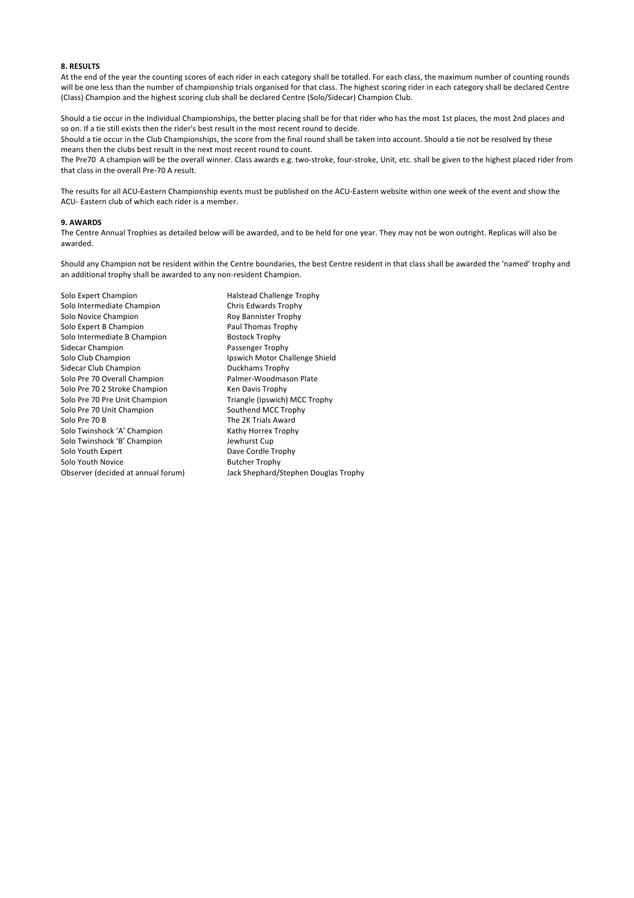**8. RESULTS**

At the end of the year the counting scores of each rider in each category shall be totalled. For each class, the maximum number of counting rounds will be one less than the number of championship trials organised for that class. The highest scoring rider in each category shall be declared Centre (Class) Champion and the highest scoring club shall be declared Centre (Solo/Sidecar) Champion Club.

Should a tie occur in the Individual Championships, the better placing shall be for that rider who has the most 1st places, the most 2nd places and so on. If a tie still exists then the rider's best result in the most recent round to decide.

Should a tie occur in the Club Championships, the score from the final round shall be taken into account. Should a tie not be resolved by these means then the clubs best result in the next most recent round to count.

The Pre70 A champion will be the overall winner. Class awards e.g. two-stroke, four-stroke, Unit, etc. shall be given to the highest placed rider from that class in the overall Pre-70 A result.

The results for all ACU-Eastern Championship events must be published on the ACU-Eastern website within one week of the event and show the ACU- Eastern club of which each rider is a member.

**9. AWARDS**

The Centre Annual Trophies as detailed below will be awarded, and to be held for one year. They may not be won outright. Replicas will also be awarded.

Should any Champion not be resident within the Centre boundaries, the best Centre resident in that class shall be awarded the 'named' trophy and an additional trophy shall be awarded to any non-resident Champion.

| | |
|---|---|
| Solo Expert Champion | Halstead Challenge Trophy |
| Solo Intermediate Champion | Chris Edwards Trophy |
| Solo Novice Champion | Roy Bannister Trophy |
| Solo Expert B Champion | Paul Thomas Trophy |
| Solo Intermediate B Champion | Bostock Trophy |
| Sidecar Champion | Passenger Trophy |
| Solo Club Champion | Ipswich Motor Challenge Shield |
| Sidecar Club Champion | Duckhams Trophy |
| Solo Pre 70 Overall Champion | Palmer-Woodmason Plate |
| Solo Pre 70 2 Stroke Champion | Ken Davis Trophy |
| Solo Pre 70 Pre Unit Champion | Triangle (Ipswich) MCC Trophy |
| Solo Pre 70 Unit Champion | Southend MCC Trophy |
| Solo Pre 70 B | The 2K Trials Award |
| Solo Twinshock 'A' Champion | Kathy Horrex Trophy |
| Solo Twinshock 'B' Champion | Jewhurst Cup |
| Solo Youth Expert | Dave Cordle Trophy |
| Solo Youth Novice | Butcher Trophy |
| Observer (decided at annual forum) | Jack Shephard/Stephen Douglas Trophy |